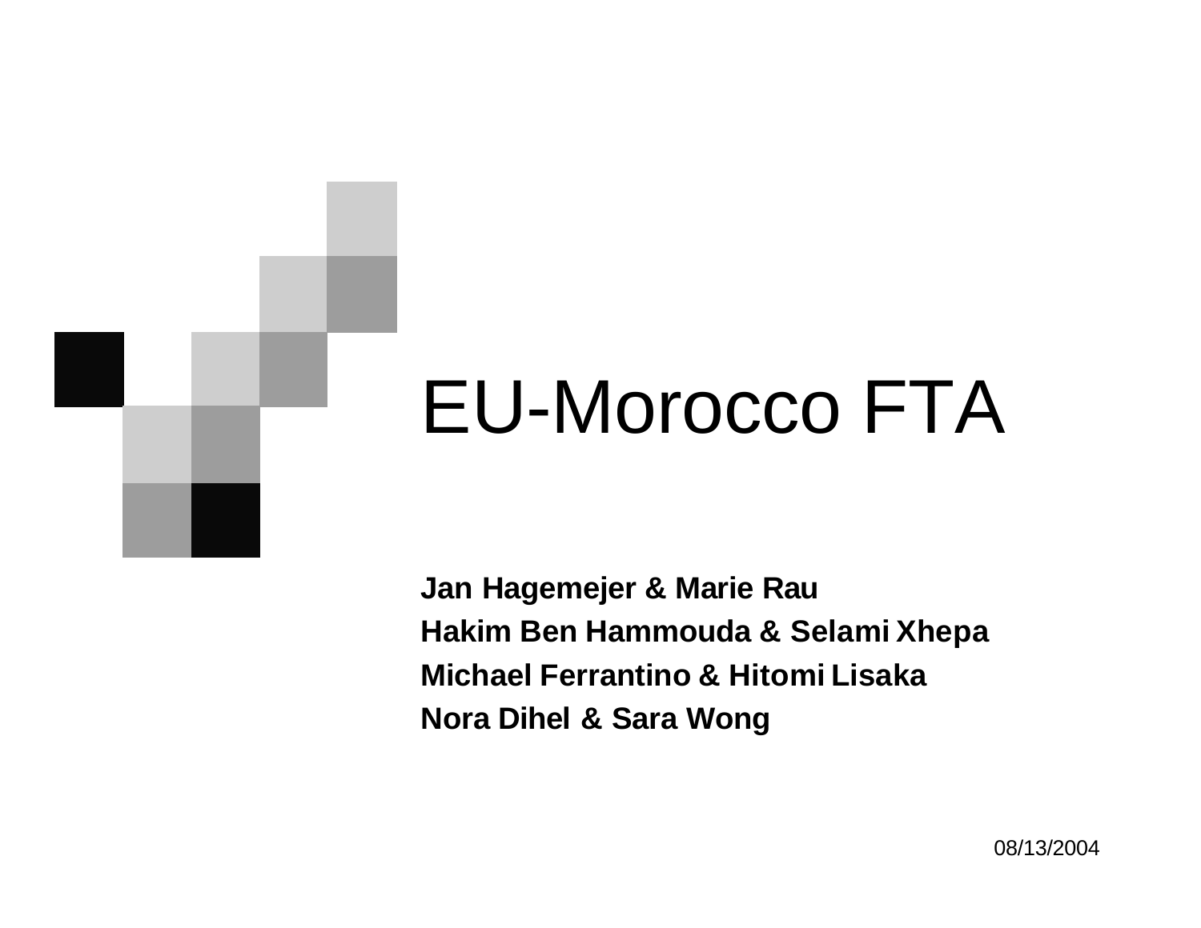# EU-Morocco FTA

**Jan Hagemejer & Marie Rau**
**Hakim Ben Hammouda & Selami Xhepa**
**Michael Ferrantino & Hitomi Lisaka**
**Nora Dihel & Sara Wong**

08/13/2004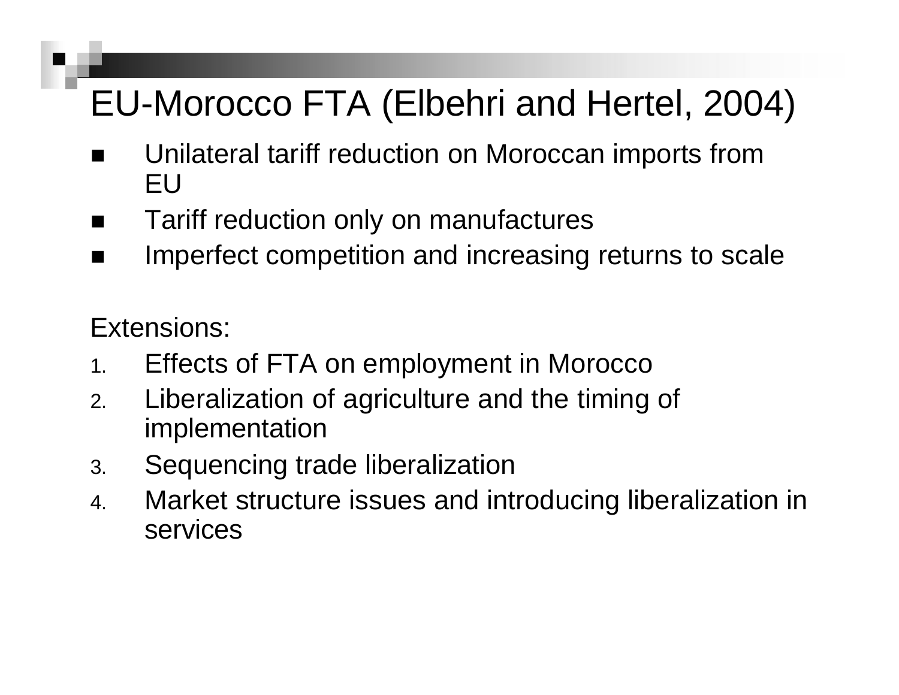# EU-Morocco FTA (Elbehri and Hertel, 2004)

- Unilateral tariff reduction on Moroccan imports from EU
- Tariff reduction only on manufactures
- Imperfect competition and increasing returns to scale

Extensions:

1. Effects of FTA on employment in Morocco
2. Liberalization of agriculture and the timing of implementation
3. Sequencing trade liberalization
4. Market structure issues and introducing liberalization in services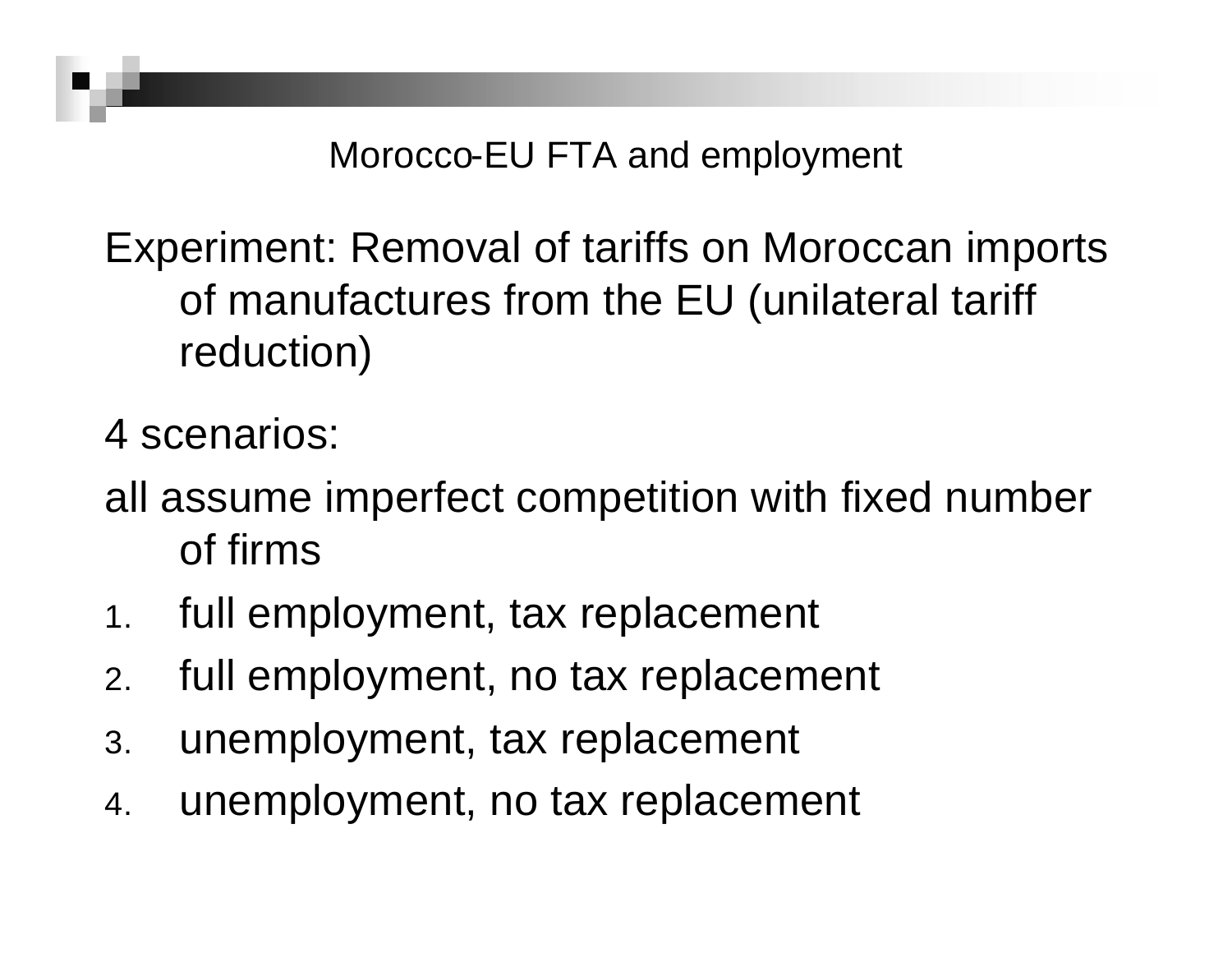## Morocco-EU FTA and employment

Experiment: Removal of tariffs on Moroccan imports of manufactures from the EU (unilateral tariff reduction)

4 scenarios:

all assume imperfect competition with fixed number of firms

1. full employment, tax replacement
2. full employment, no tax replacement
3. unemployment, tax replacement
4. unemployment, no tax replacement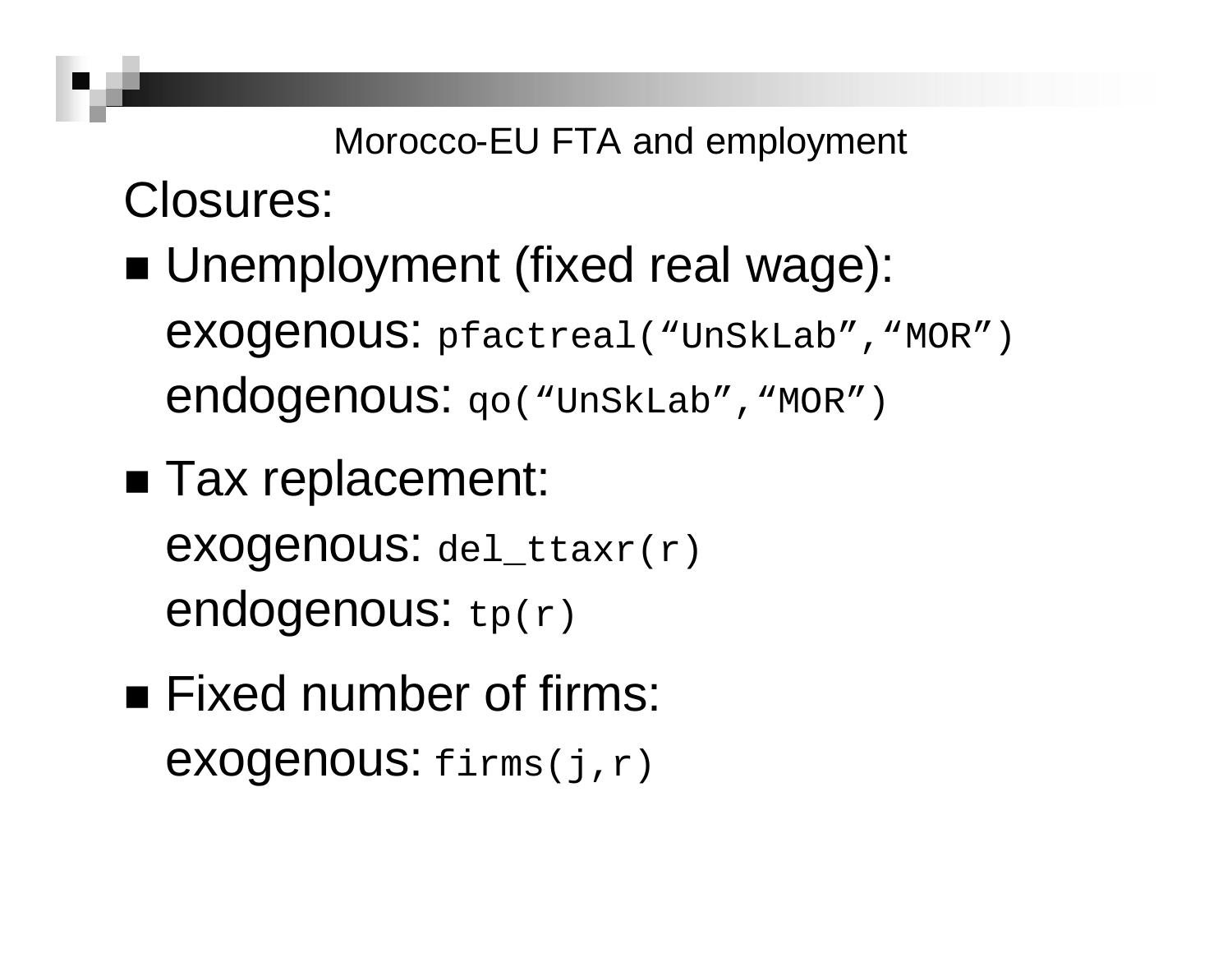## Morocco-EU FTA and employment

# Closures:

- Unemployment (fixed real wage):
  exogenous: `pfactreal(“UnSkLab”,“MOR”)`
  endogenous: `qo(“UnSkLab”,“MOR”)`
- Tax replacement:
  exogenous: `del_ttaxr(r)`
  endogenous: `tp(r)`
- Fixed number of firms:
  exogenous: `firms(j,r)`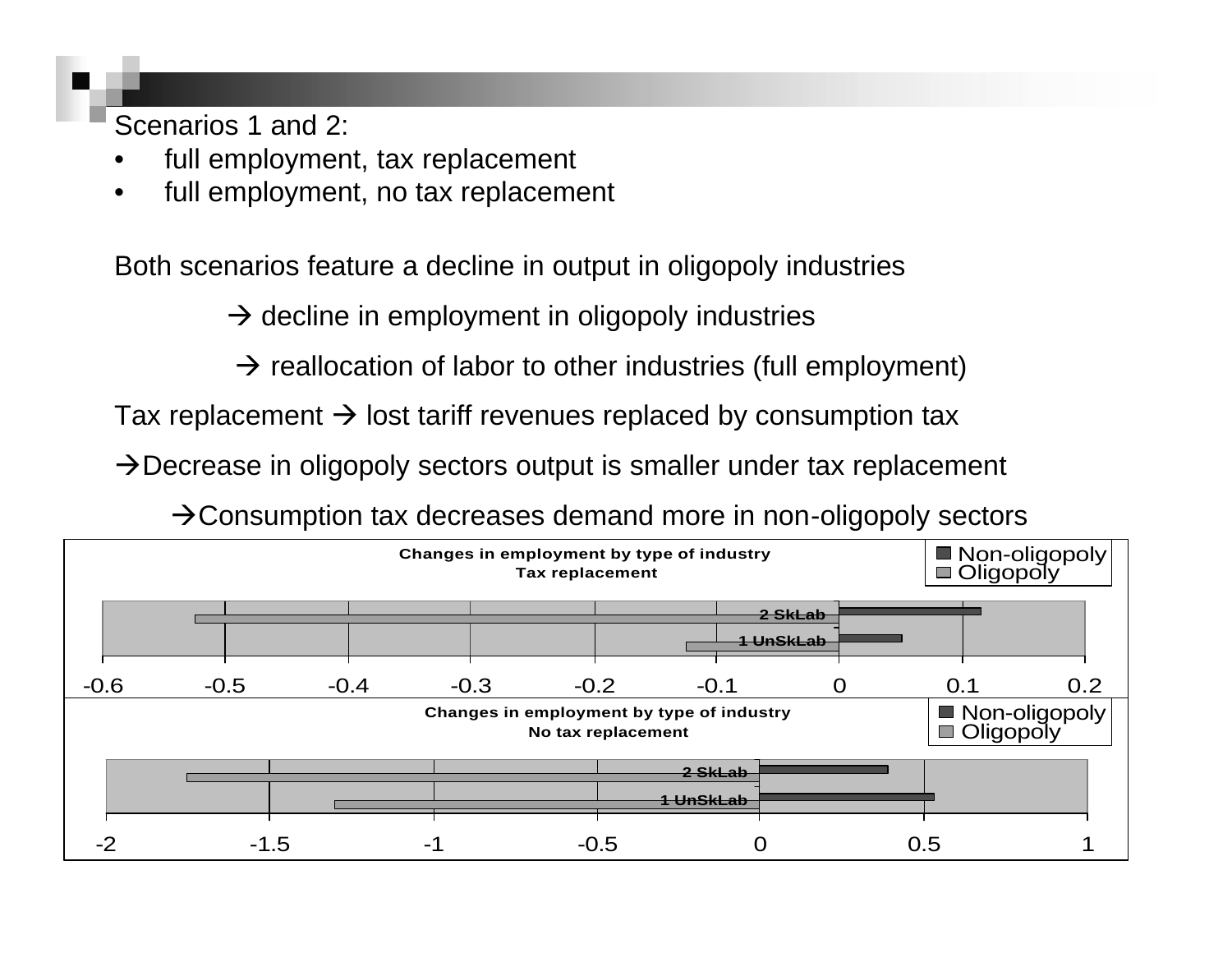Scenarios 1 and 2:

- full employment, tax replacement
- full employment, no tax replacement

Both scenarios feature a decline in output in oligopoly industries

→ decline in employment in oligopoly industries

→ reallocation of labor to other industries (full employment)

Tax replacement → lost tariff revenues replaced by consumption tax

→Decrease in oligopoly sectors output is smaller under tax replacement

→Consumption tax decreases demand more in non-oligopoly sectors

**Changes in employment by type of industry**
**Tax replacement**

Legend: Non-oligopoly, Oligopoly

Categories: 2 SkLab, 1 UnSkLab

Axis: -0.6, -0.5, -0.4, -0.3, -0.2, -0.1, 0, 0.1, 0.2

**Changes in employment by type of industry**
**No tax replacement**

Legend: Non-oligopoly, Oligopoly

Categories: 2 SkLab, 1 UnSkLab

Axis: -2, -1.5, -1, -0.5, 0, 0.5, 1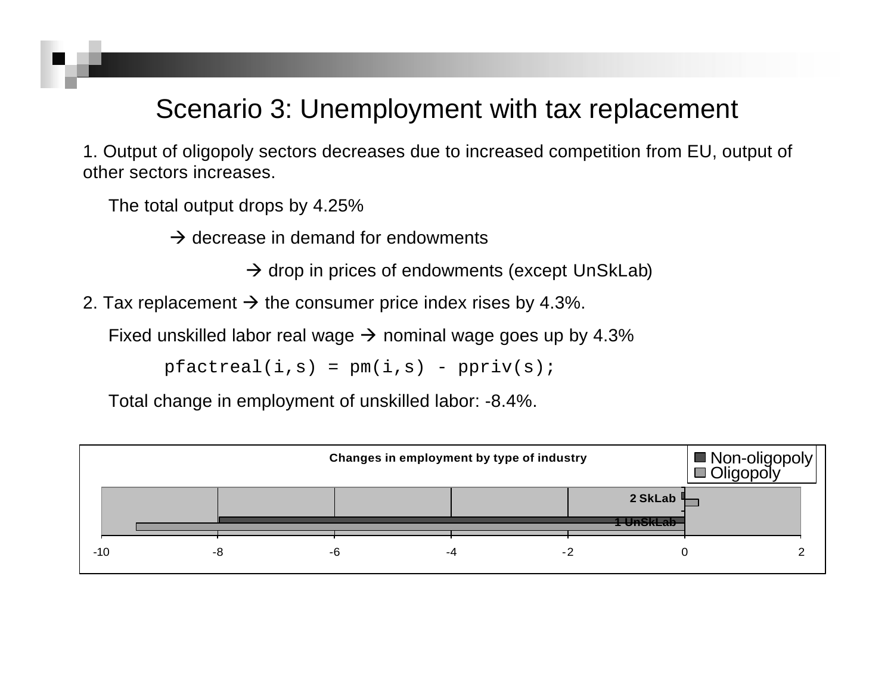# Scenario 3: Unemployment with tax replacement

1. Output of oligopoly sectors decreases due to increased competition from EU, output of other sectors increases.

   The total output drops by 4.25%

   → decrease in demand for endowments

   → drop in prices of endowments (except UnSkLab)

2. Tax replacement → the consumer price index rises by 4.3%.

   Fixed unskilled labor real wage → nominal wage goes up by 4.3%

```
pfactreal(i,s) = pm(i,s) - ppriv(s);
```

   Total change in employment of unskilled labor: -8.4%.

**Changes in employment by type of industry**

Legend: Non-oligopoly, Oligopoly

Categories: 2 SkLab, 1 UnSkLab

Axis: -10, -8, -6, -4, -2, 0, 2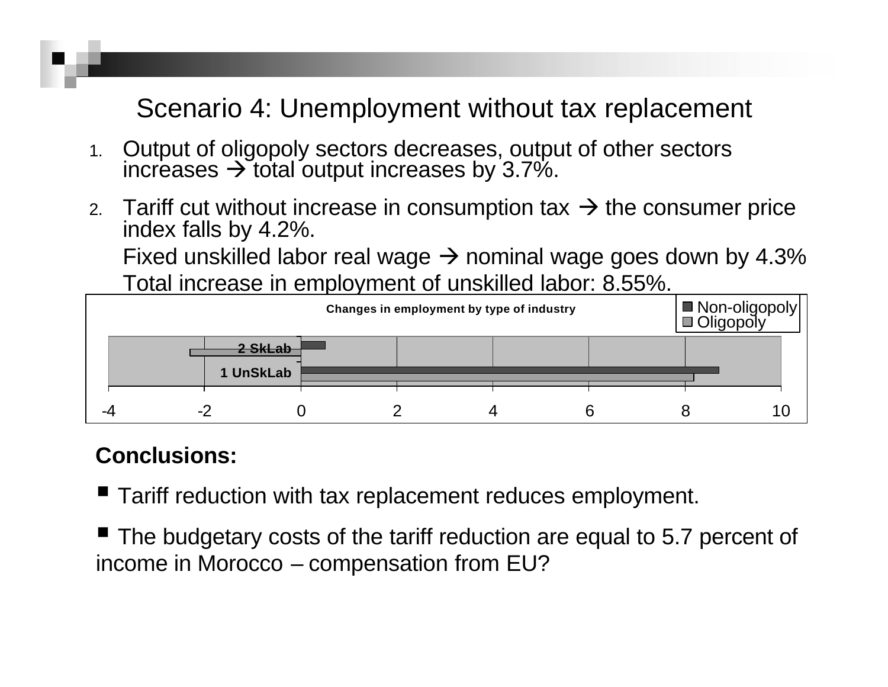## Scenario 4: Unemployment without tax replacement

1. Output of oligopoly sectors decreases, output of other sectors increases → total output increases by 3.7%.
2. Tariff cut without increase in consumption tax → the consumer price index falls by 4.2%.

   Fixed unskilled labor real wage → nominal wage goes down by 4.3%

   Total increase in employment of unskilled labor: 8.55%.

Changes in employment by type of industry

| | Non-oligopoly | Oligopoly |
|---|---|---|
| 2 SkLab | 0.5 | -2.3 |
| 1 UnSkLab | 8.7 | 8.2 |

**Conclusions:**

- Tariff reduction with tax replacement reduces employment.
- The budgetary costs of the tariff reduction are equal to 5.7 percent of income in Morocco – compensation from EU?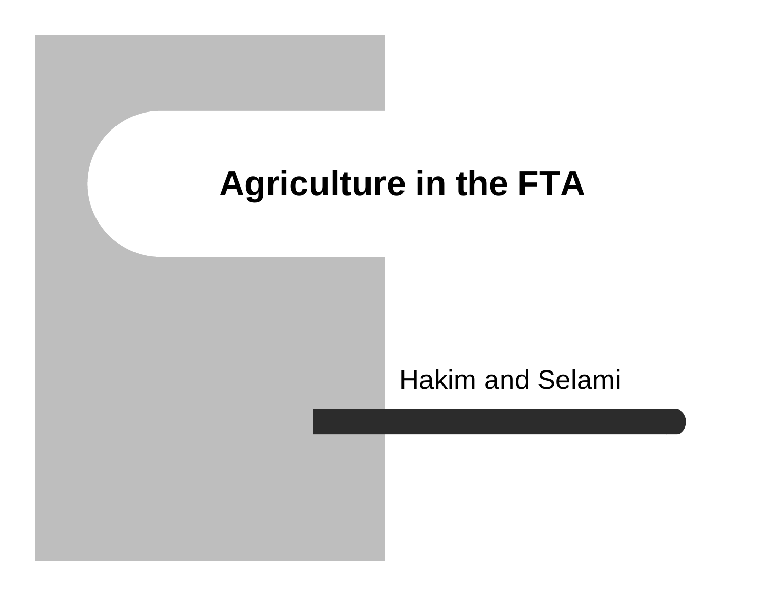# Agriculture in the FTA

Hakim and Selami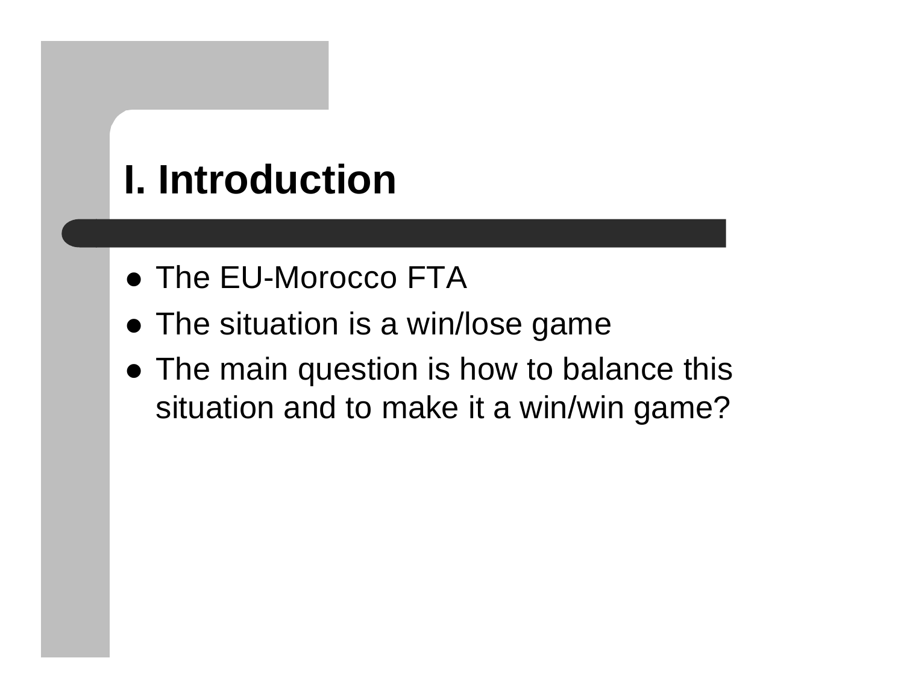# I. Introduction

- The EU-Morocco FTA
- The situation is a win/lose game
- The main question is how to balance this situation and to make it a win/win game?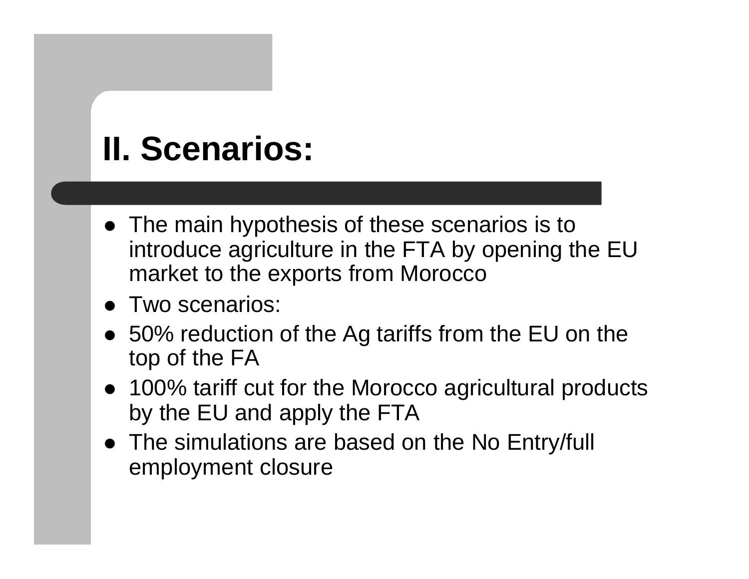# II. Scenarios:

- The main hypothesis of these scenarios is to introduce agriculture in the FTA by opening the EU market to the exports from Morocco
- Two scenarios:
- 50% reduction of the Ag tariffs from the EU on the top of the FA
- 100% tariff cut for the Morocco agricultural products by the EU and apply the FTA
- The simulations are based on the No Entry/full employment closure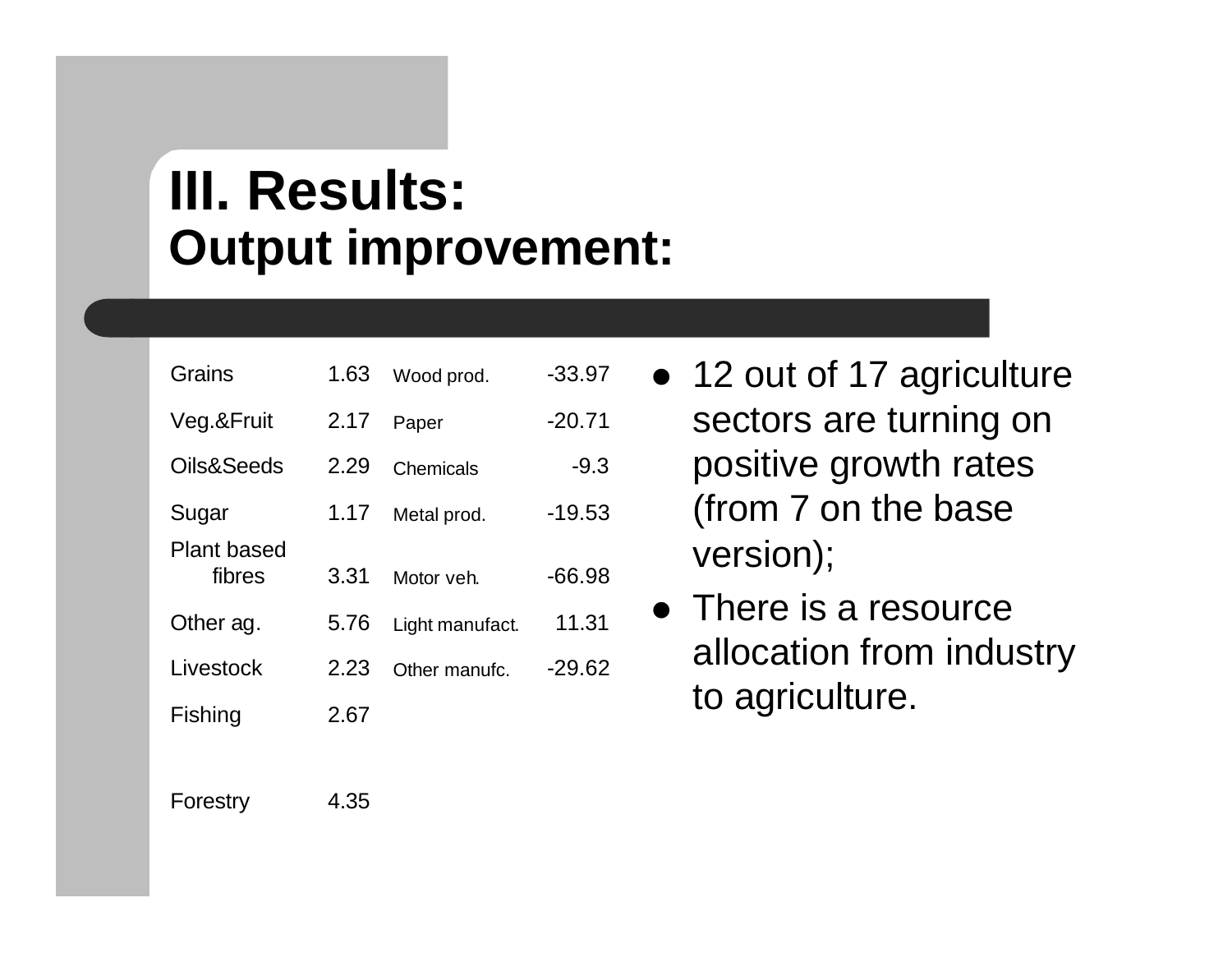# III. Results:
## Output improvement:

| | | | |
|---|---|---|---|
| Grains | 1.63 | Wood prod. | -33.97 |
| Veg.&Fruit | 2.17 | Paper | -20.71 |
| Oils&Seeds | 2.29 | Chemicals | -9.3 |
| Sugar | 1.17 | Metal prod. | -19.53 |
| Plant based fibres | 3.31 | Motor veh. | -66.98 |
| Other ag. | 5.76 | Light manufact. | 11.31 |
| Livestock | 2.23 | Other manufc. | -29.62 |
| Fishing | 2.67 | | |
| Forestry | 4.35 | | |

- 12 out of 17 agriculture sectors are turning on positive growth rates (from 7 on the base version);
- There is a resource allocation from industry to agriculture.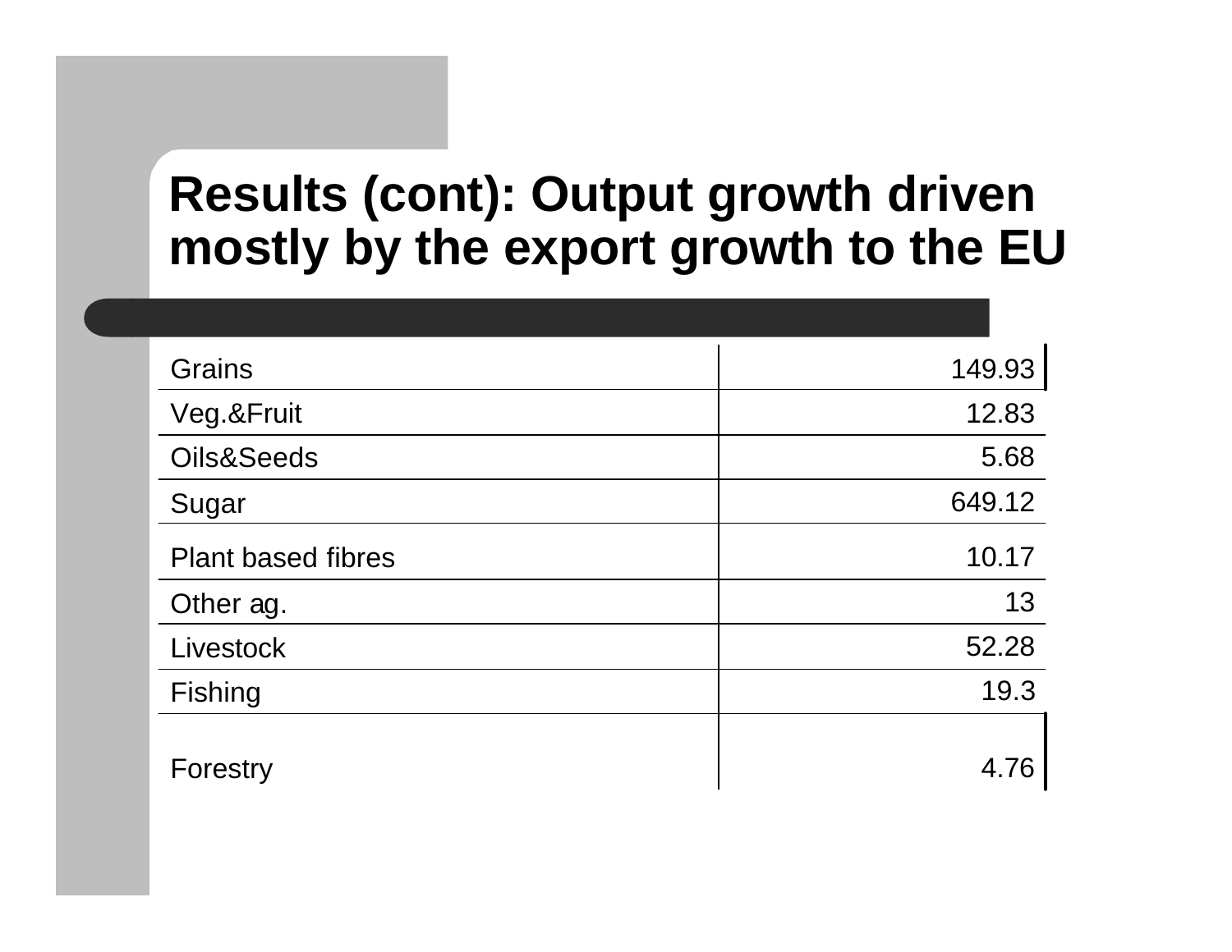# Results (cont): Output growth driven mostly by the export growth to the EU

| | |
|---|---|
| Grains | 149.93 |
| Veg.&Fruit | 12.83 |
| Oils&Seeds | 5.68 |
| Sugar | 649.12 |
| Plant based fibres | 10.17 |
| Other ag. | 13 |
| Livestock | 52.28 |
| Fishing | 19.3 |
| Forestry | 4.76 |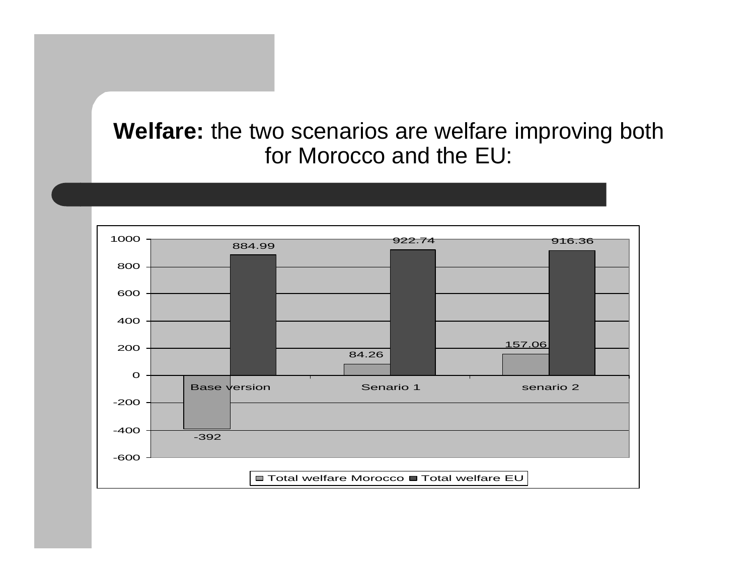**Welfare:** the two scenarios are welfare improving both for Morocco and the EU:

| | Total welfare Morocco | Total welfare EU |
|---|---|---|
| Base version | -392 | 884.99 |
| Senario 1 | 84.26 | 922.74 |
| senario 2 | 157.06 | 916.36 |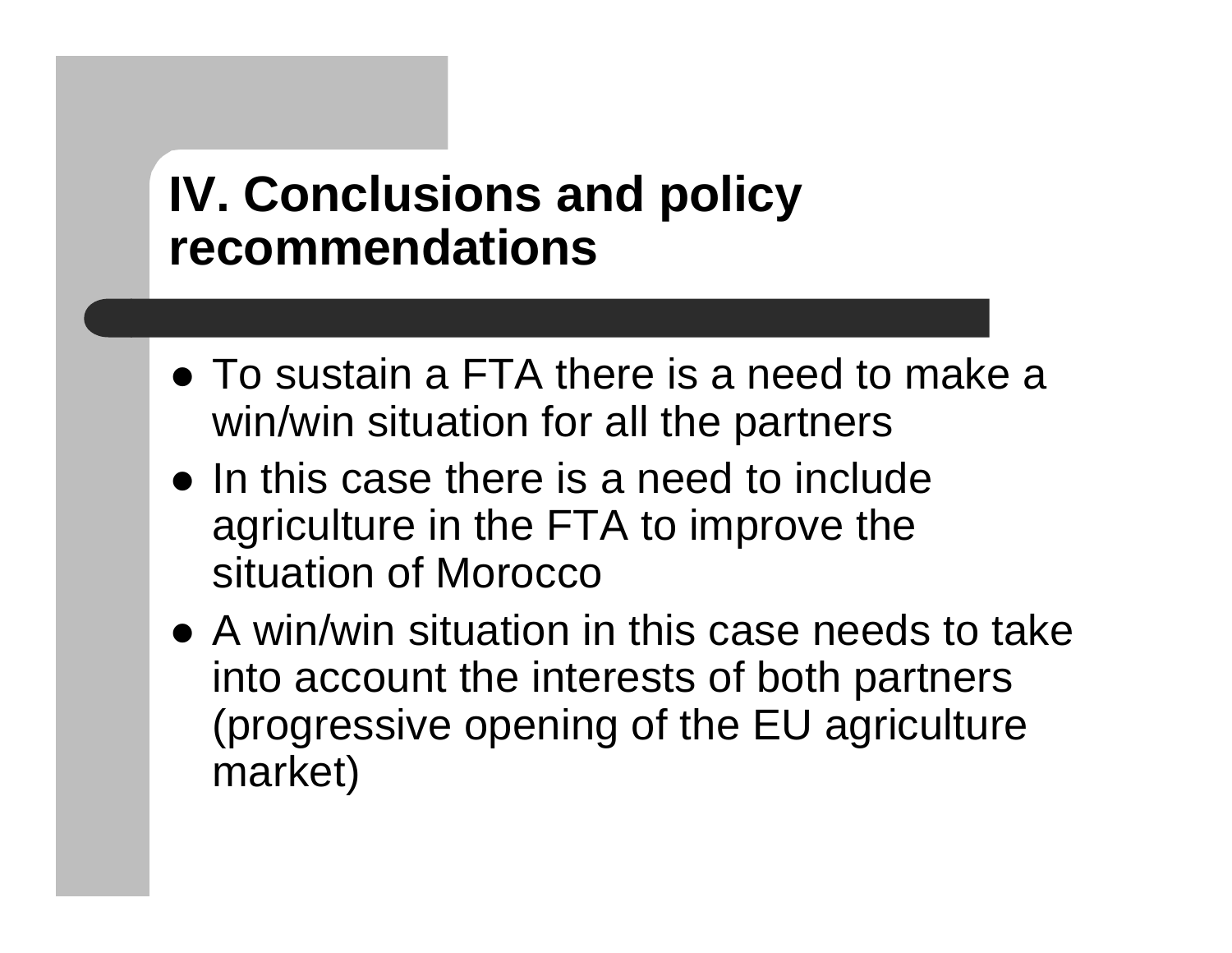# IV. Conclusions and policy recommendations

- To sustain a FTA there is a need to make a win/win situation for all the partners
- In this case there is a need to include agriculture in the FTA to improve the situation of Morocco
- A win/win situation in this case needs to take into account the interests of both partners (progressive opening of the EU agriculture market)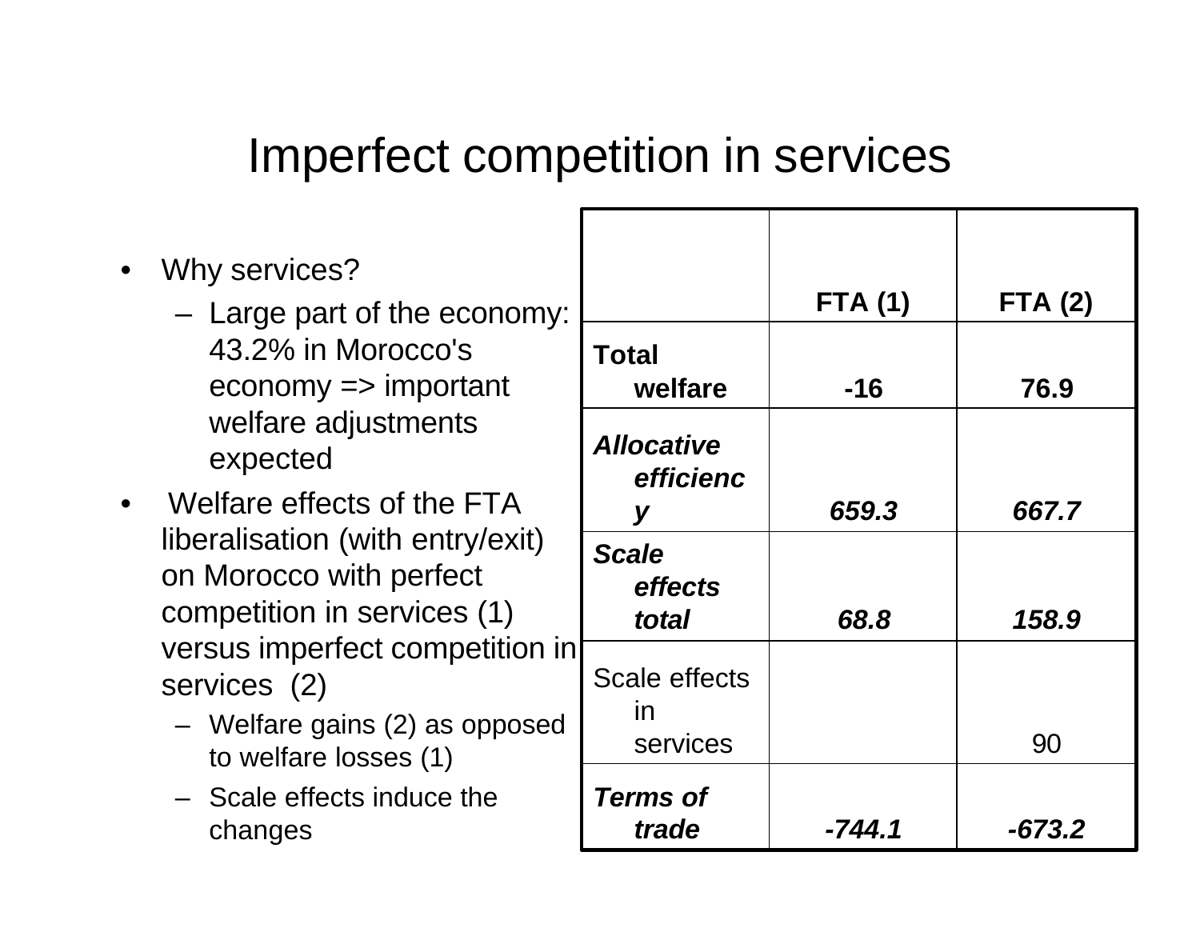# Imperfect competition in services

- Why services?
  - Large part of the economy: 43.2% in Morocco's economy => important welfare adjustments expected
- Welfare effects of the FTA liberalisation (with entry/exit) on Morocco with perfect competition in services (1) versus imperfect competition in services (2)
  - Welfare gains (2) as opposed to welfare losses (1)
  - Scale effects induce the changes

| | **FTA (1)** | **FTA (2)** |
|---|---|---|
| **Total welfare** | **-16** | **76.9** |
| ***Allocative efficiency*** | ***659.3*** | ***667.7*** |
| ***Scale effects total*** | ***68.8*** | ***158.9*** |
| Scale effects in services | | 90 |
| ***Terms of trade*** | ***-744.1*** | ***-673.2*** |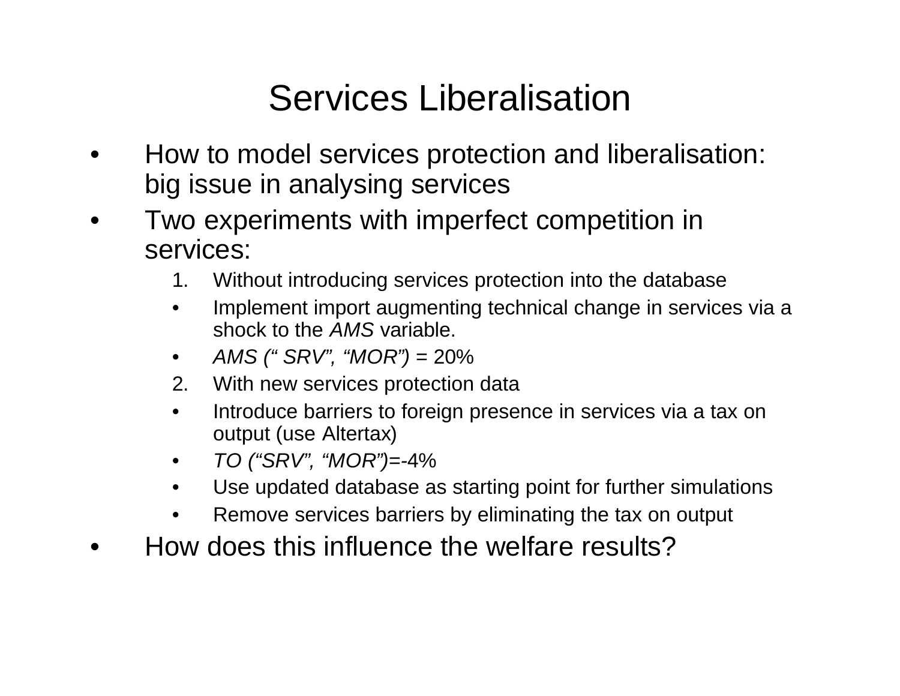# Services Liberalisation

- How to model services protection and liberalisation: big issue in analysing services
- Two experiments with imperfect competition in services:
  1. Without introducing services protection into the database
  - Implement import augmenting technical change in services via a shock to the *AMS* variable.
  - *AMS (" SRV", "MOR")* = 20%
  2. With new services protection data
  - Introduce barriers to foreign presence in services via a tax on output (use Altertax)
  - *TO ("SRV", "MOR")*=-4%
  - Use updated database as starting point for further simulations
  - Remove services barriers by eliminating the tax on output
- How does this influence the welfare results?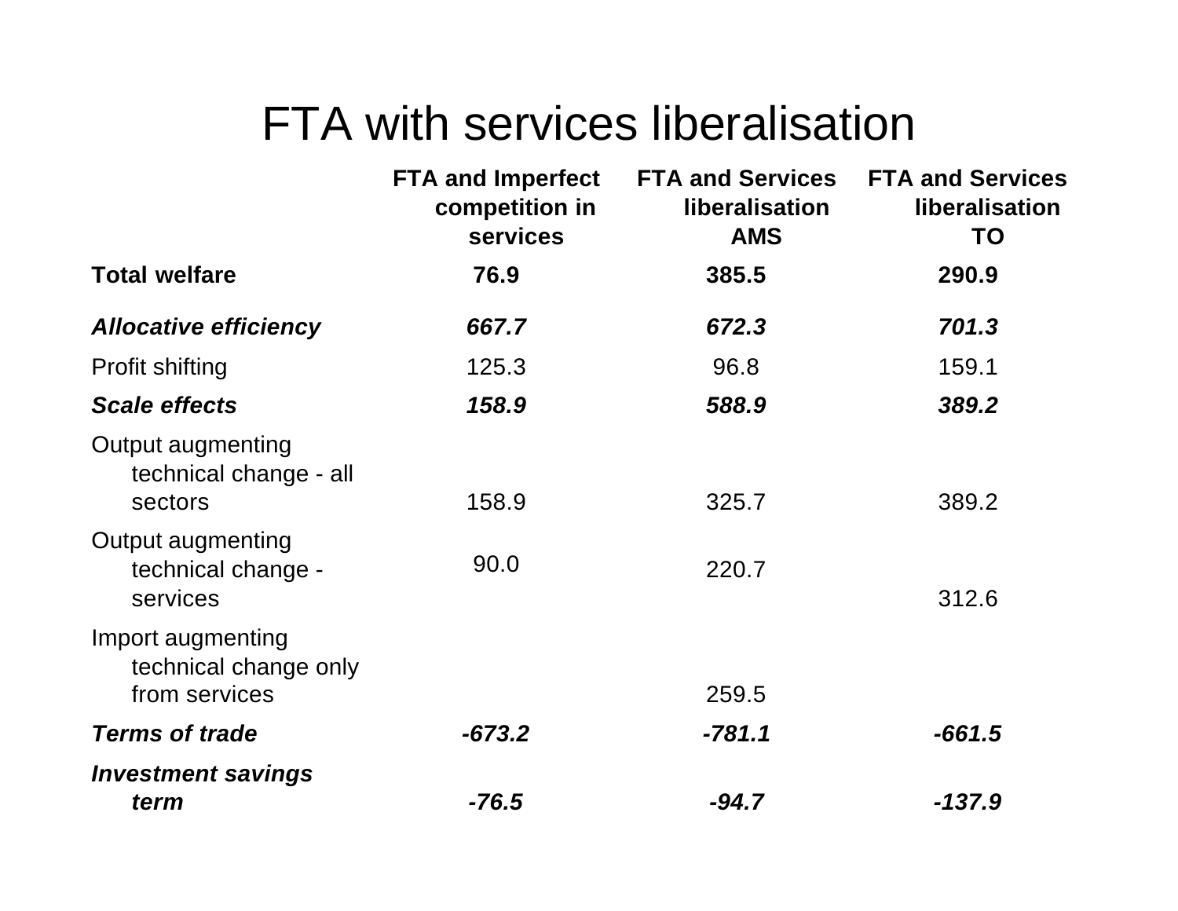# FTA with services liberalisation

| | FTA and Imperfect competition in services | FTA and Services liberalisation AMS | FTA and Services liberalisation TO |
|---|---|---|---|
| **Total welfare** | **76.9** | **385.5** | **290.9** |
| ***Allocative efficiency*** | ***667.7*** | ***672.3*** | ***701.3*** |
| Profit shifting | 125.3 | 96.8 | 159.1 |
| ***Scale effects*** | ***158.9*** | ***588.9*** | ***389.2*** |
| Output augmenting technical change - all sectors | 158.9 | 325.7 | 389.2 |
| Output augmenting technical change - services | 90.0 | 220.7 | 312.6 |
| Import augmenting technical change only from services | | 259.5 | |
| ***Terms of trade*** | ***-673.2*** | ***-781.1*** | ***-661.5*** |
| ***Investment savings term*** | ***-76.5*** | ***-94.7*** | ***-137.9*** |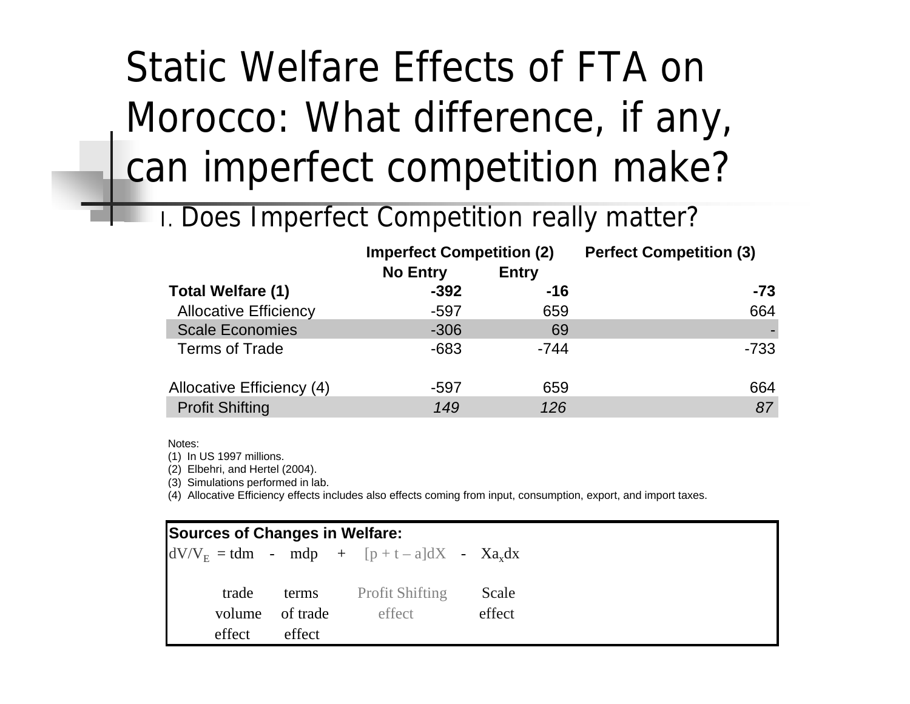# Static Welfare Effects of FTA on Morocco: What difference, if any, can imperfect competition make?

I. Does Imperfect Competition really matter?

| | Imperfect Competition (2) | | Perfect Competition (3) |
|---|---|---|---|
| | **No Entry** | **Entry** | |
| **Total Welfare (1)** | **-392** | **-16** | **-73** |
| Allocative Efficiency | -597 | 659 | 664 |
| Scale Economies | -306 | 69 | - |
| Terms of Trade | -683 | -744 | -733 |
| | | | |
| Allocative Efficiency (4) | -597 | 659 | 664 |
| Profit Shifting | *149* | *126* | *87* |

Notes:
(1) In US 1997 millions.
(2) Elbehri, and Hertel (2004).
(3) Simulations performed in lab.
(4) Allocative Efficiency effects includes also effects coming from input, consumption, export, and import taxes.

**Sources of Changes in Welfare:**

$$dV/V_E = tdm - mdp + [p + t - a]dX - Xa_x dx$$

trade volume effect — terms of trade effect — Profit Shifting effect — Scale effect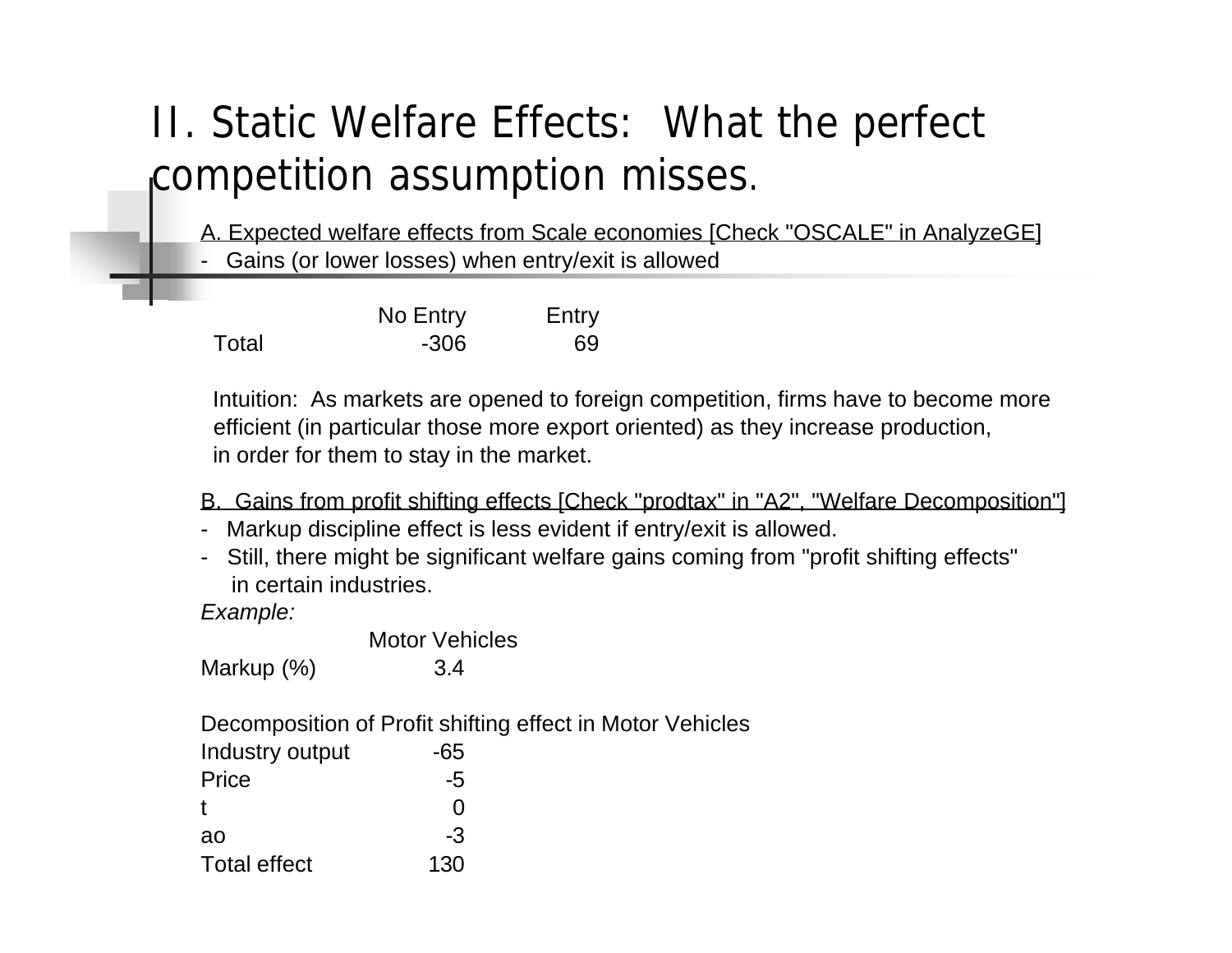# II. Static Welfare Effects: What the perfect competition assumption misses.

A. Expected welfare effects from Scale economies [Check "OSCALE" in AnalyzeGE]

- Gains (or lower losses) when entry/exit is allowed

| | No Entry | Entry |
|---|---|---|
| Total | -306 | 69 |

Intuition: As markets are opened to foreign competition, firms have to become more efficient (in particular those more export oriented) as they increase production, in order for them to stay in the market.

B. Gains from profit shifting effects [Check "prodtax" in "A2", "Welfare Decomposition"]

- Markup discipline effect is less evident if entry/exit is allowed.
- Still, there might be significant welfare gains coming from "profit shifting effects" in certain industries.

*Example:*

| | Motor Vehicles |
|---|---|
| Markup (%) | 3.4 |

Decomposition of Profit shifting effect in Motor Vehicles

| | |
|---|---|
| Industry output | -65 |
| Price | -5 |
| t | 0 |
| ao | -3 |
| Total effect | 130 |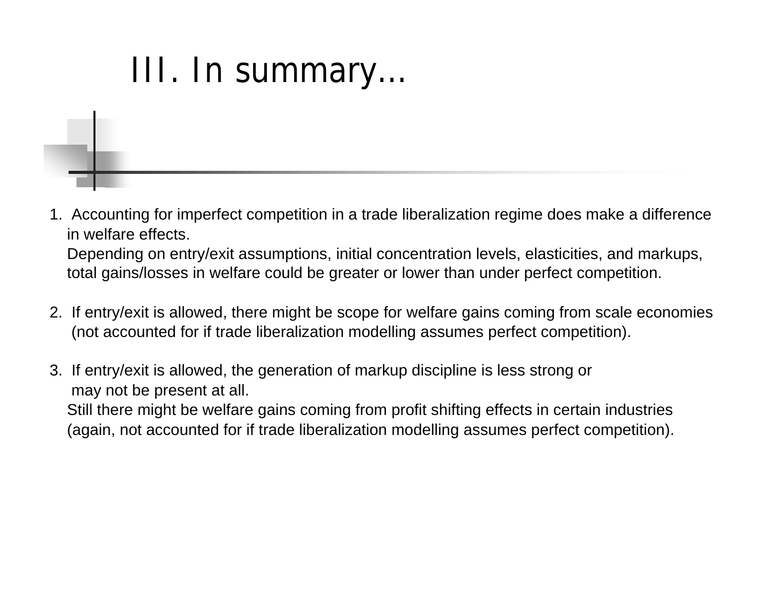# III. In summary...

1. Accounting for imperfect competition in a trade liberalization regime does make a difference in welfare effects.
   Depending on entry/exit assumptions, initial concentration levels, elasticities, and markups, total gains/losses in welfare could be greater or lower than under perfect competition.

2. If entry/exit is allowed, there might be scope for welfare gains coming from scale economies (not accounted for if trade liberalization modelling assumes perfect competition).

3. If entry/exit is allowed, the generation of markup discipline is less strong or may not be present at all.
   Still there might be welfare gains coming from profit shifting effects in certain industries (again, not accounted for if trade liberalization modelling assumes perfect competition).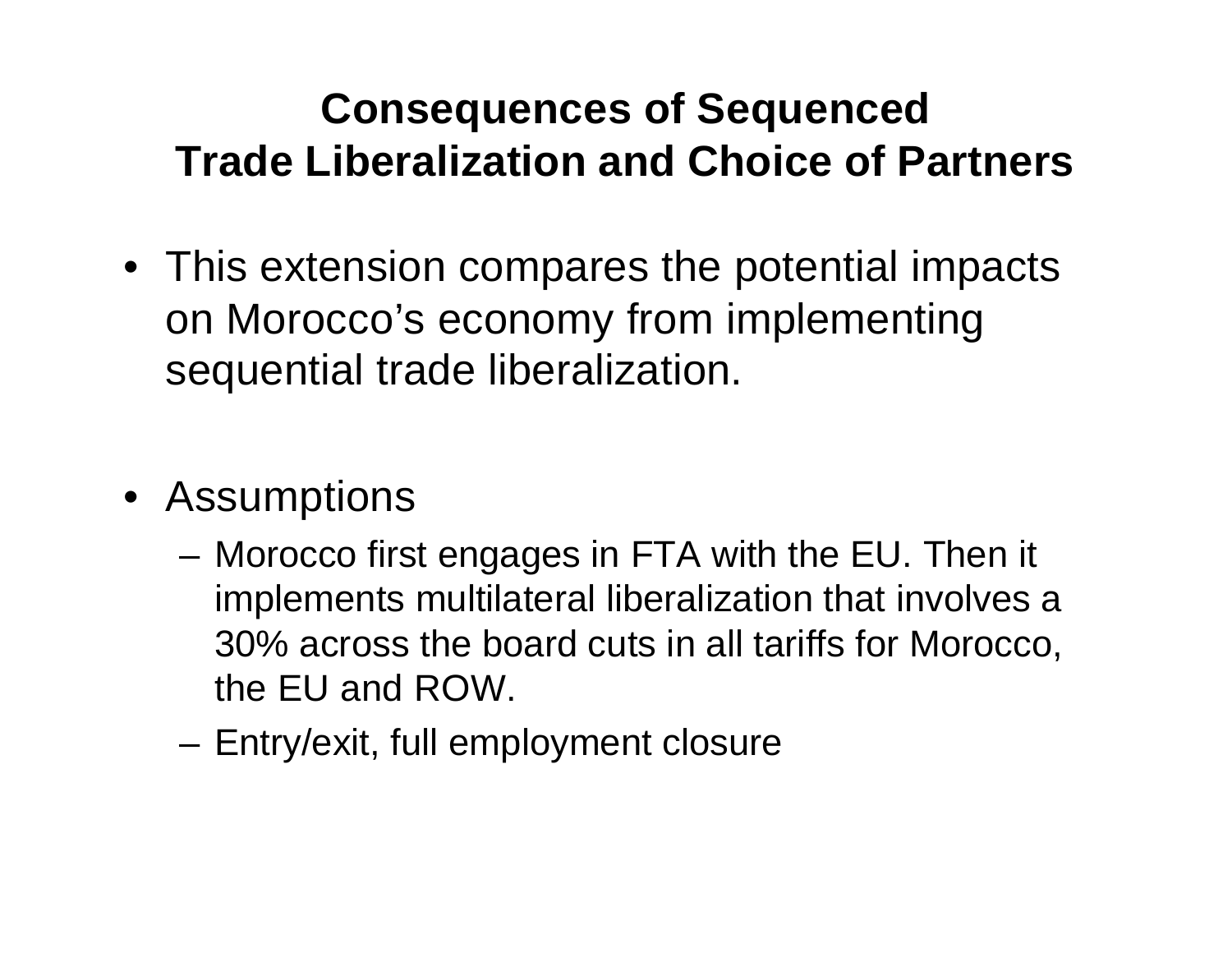# Consequences of Sequenced Trade Liberalization and Choice of Partners

- This extension compares the potential impacts on Morocco's economy from implementing sequential trade liberalization.

- Assumptions
  - Morocco first engages in FTA with the EU. Then it implements multilateral liberalization that involves a 30% across the board cuts in all tariffs for Morocco, the EU and ROW.
  - Entry/exit, full employment closure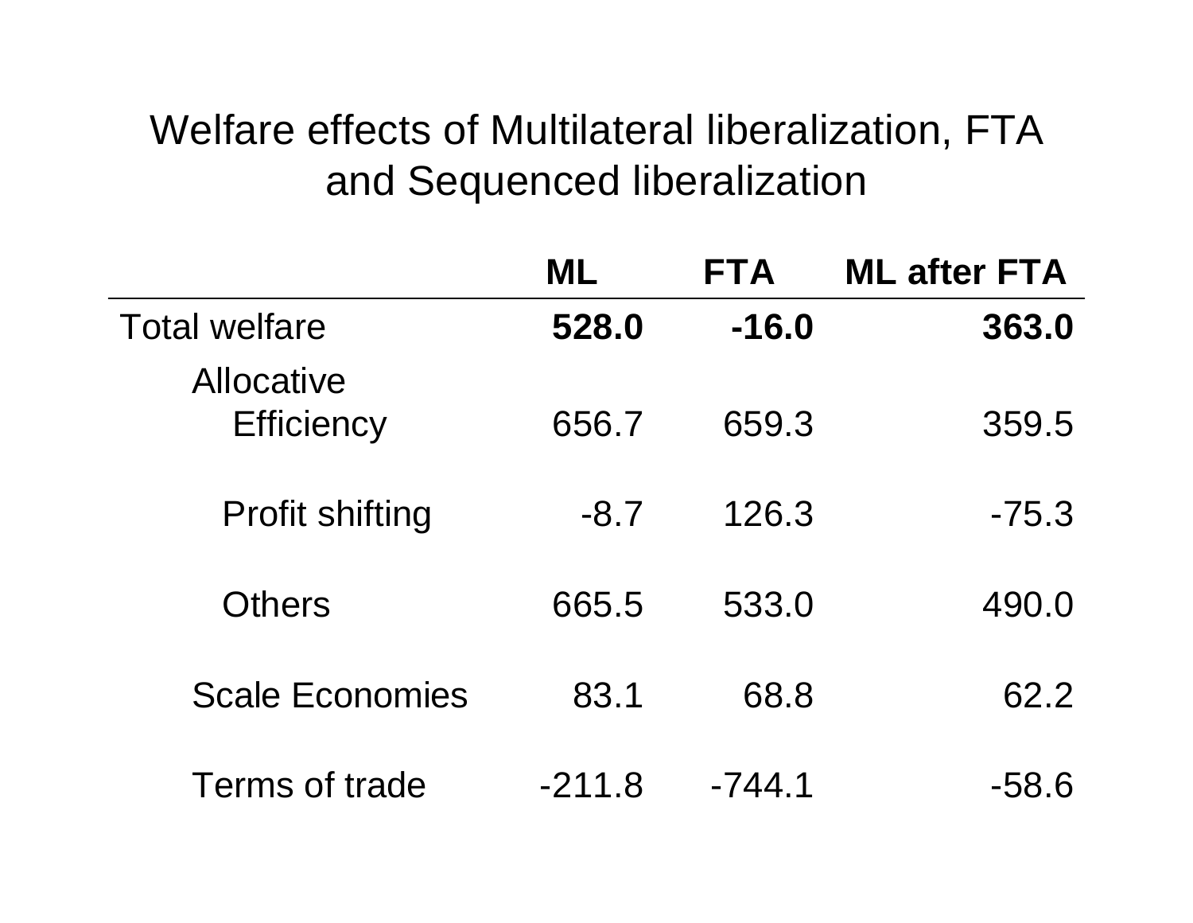# Welfare effects of Multilateral liberalization, FTA and Sequenced liberalization

| | ML | FTA | ML after FTA |
|---|---|---|---|
| Total welfare | **528.0** | **-16.0** | **363.0** |
| Allocative Efficiency | 656.7 | 659.3 | 359.5 |
| Profit shifting | -8.7 | 126.3 | -75.3 |
| Others | 665.5 | 533.0 | 490.0 |
| Scale Economies | 83.1 | 68.8 | 62.2 |
| Terms of trade | -211.8 | -744.1 | -58.6 |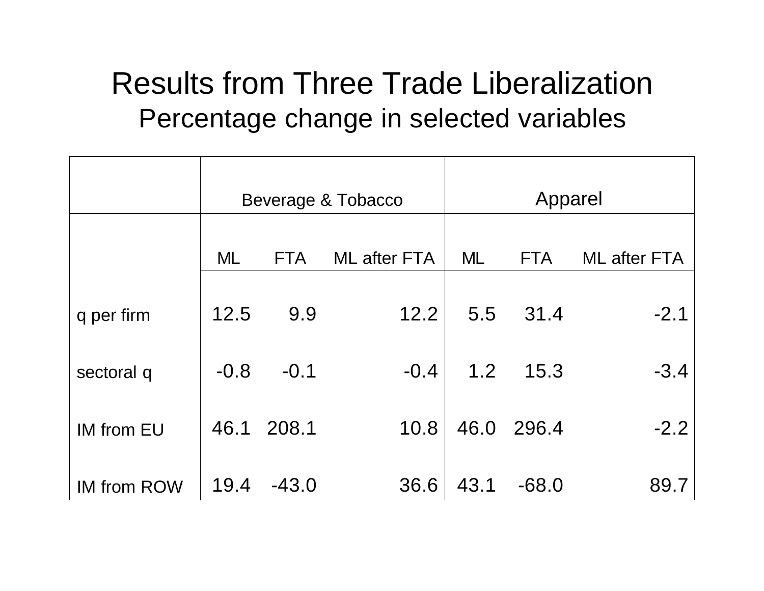# Results from Three Trade Liberalization

## Percentage change in selected variables

| | Beverage & Tobacco | | | Apparel | | |
|---|---|---|---|---|---|---|
| | ML | FTA | ML after FTA | ML | FTA | ML after FTA |
| q per firm | 12.5 | 9.9 | 12.2 | 5.5 | 31.4 | -2.1 |
| sectoral q | -0.8 | -0.1 | -0.4 | 1.2 | 15.3 | -3.4 |
| IM from EU | 46.1 | 208.1 | 10.8 | 46.0 | 296.4 | -2.2 |
| IM from ROW | 19.4 | -43.0 | 36.6 | 43.1 | -68.0 | 89.7 |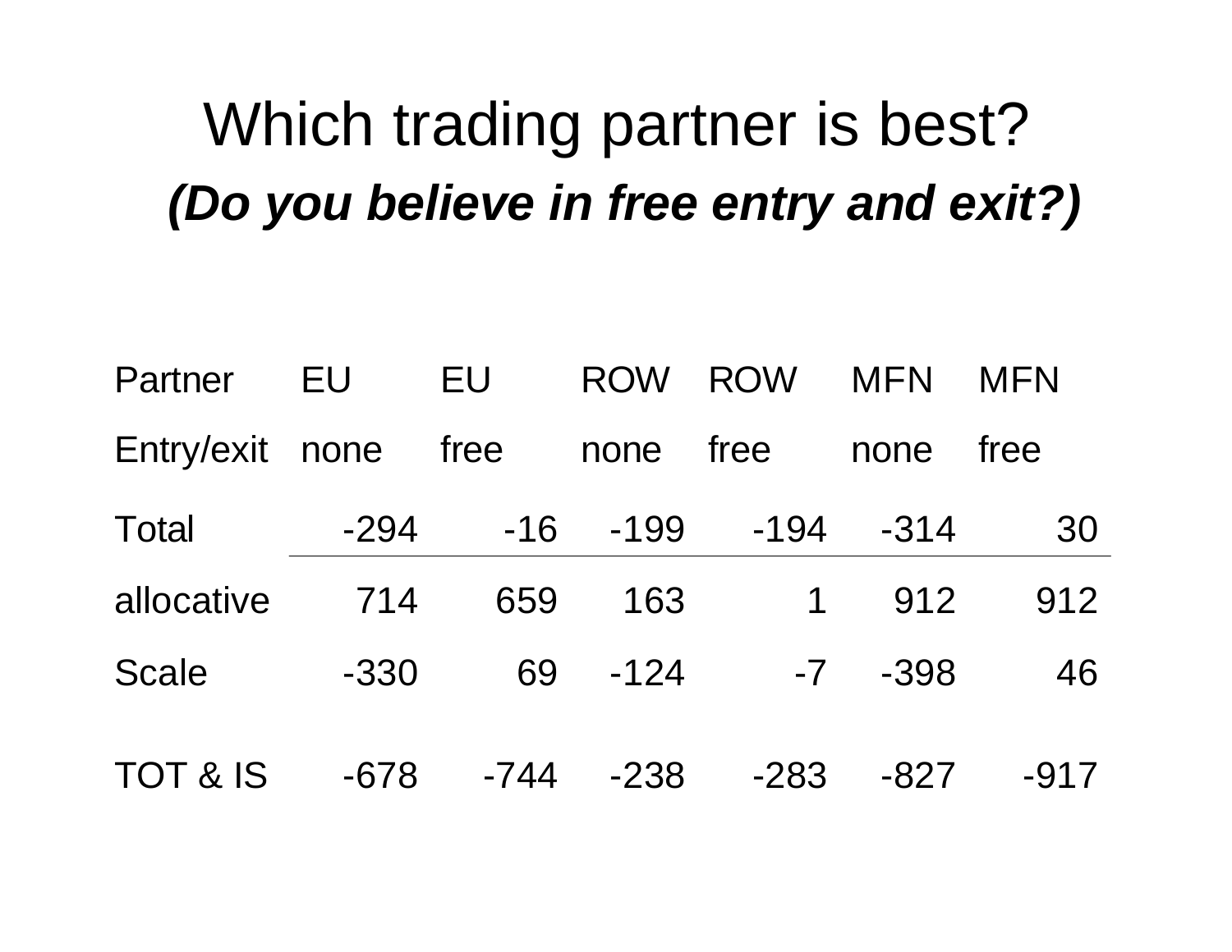# Which trading partner is best?

***(Do you believe in free entry and exit?)***

| Partner | EU | EU | ROW | ROW | MFN | MFN |
|---|---|---|---|---|---|---|
| Entry/exit | none | free | none | free | none | free |
| Total | -294 | -16 | -199 | -194 | -314 | 30 |
| allocative | 714 | 659 | 163 | 1 | 912 | 912 |
| Scale | -330 | 69 | -124 | -7 | -398 | 46 |
| TOT & IS | -678 | -744 | -238 | -283 | -827 | -917 |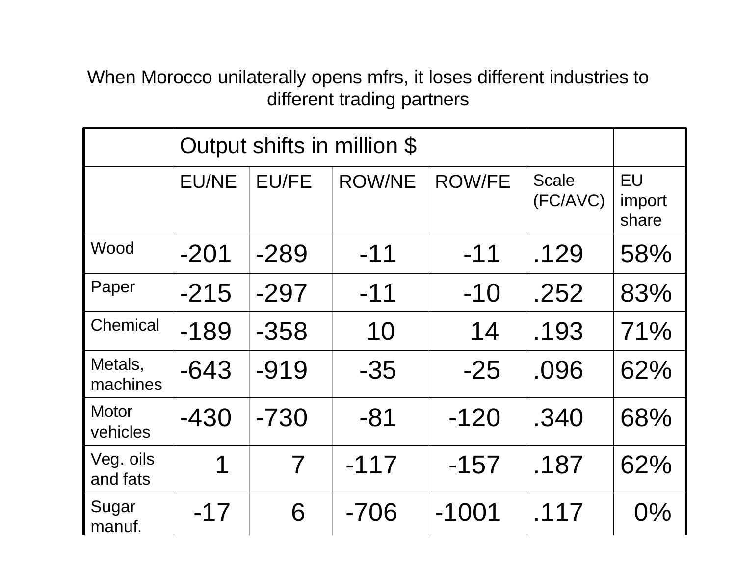When Morocco unilaterally opens mfrs, it loses different industries to different trading partners

| | Output shifts in million $ | | | | | |
|---|---|---|---|---|---|---|
| | EU/NE | EU/FE | ROW/NE | ROW/FE | Scale (FC/AVC) | EU import share |
| Wood | -201 | -289 | -11 | -11 | .129 | 58% |
| Paper | -215 | -297 | -11 | -10 | .252 | 83% |
| Chemical | -189 | -358 | 10 | 14 | .193 | 71% |
| Metals, machines | -643 | -919 | -35 | -25 | .096 | 62% |
| Motor vehicles | -430 | -730 | -81 | -120 | .340 | 68% |
| Veg. oils and fats | 1 | 7 | -117 | -157 | .187 | 62% |
| Sugar manuf. | -17 | 6 | -706 | -1001 | .117 | 0% |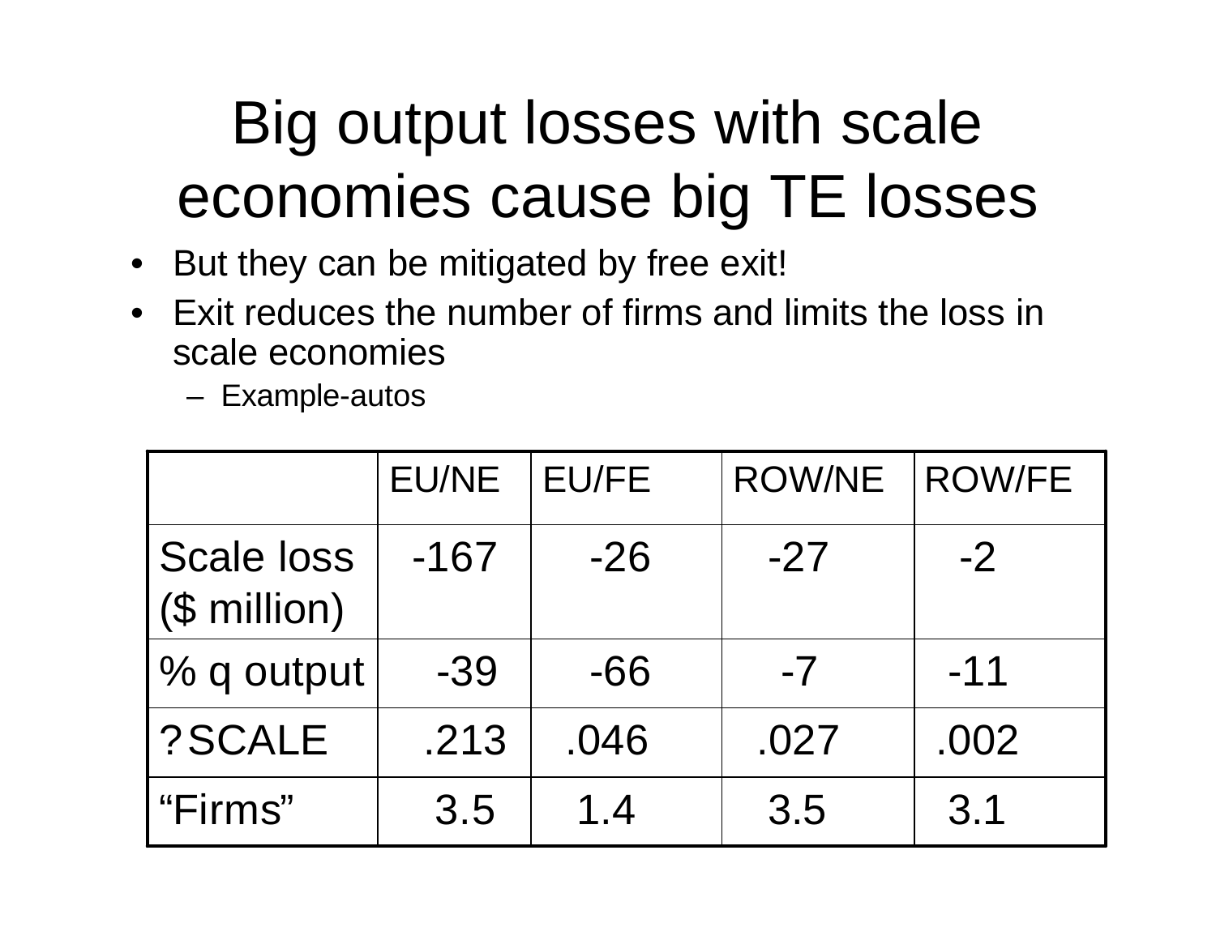# Big output losses with scale economies cause big TE losses

- But they can be mitigated by free exit!
- Exit reduces the number of firms and limits the loss in scale economies
  - Example-autos

| | EU/NE | EU/FE | ROW/NE | ROW/FE |
|---|---|---|---|---|
| Scale loss ($ million) | -167 | -26 | -27 | -2 |
| % q output | -39 | -66 | -7 | -11 |
| ? SCALE | .213 | .046 | .027 | .002 |
| “Firms” | 3.5 | 1.4 | 3.5 | 3.1 |